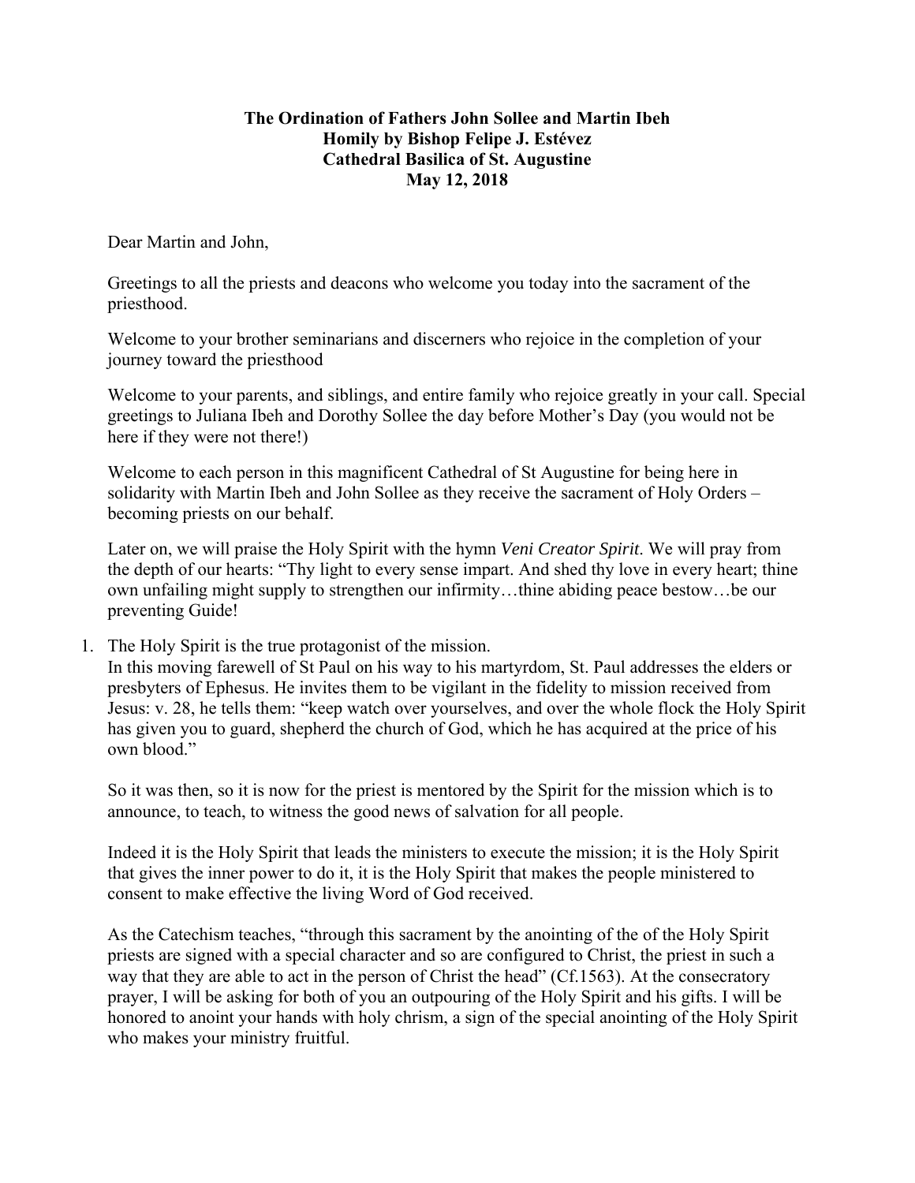**The Ordination of Fathers John Sollee and Martin Ibeh**
**Homily by Bishop Felipe J. Estévez**
**Cathedral Basilica of St. Augustine**
**May 12, 2018**

Dear Martin and John,

Greetings to all the priests and deacons who welcome you today into the sacrament of the priesthood.

Welcome to your brother seminarians and discerners who rejoice in the completion of your journey toward the priesthood

Welcome to your parents, and siblings, and entire family who rejoice greatly in your call. Special greetings to Juliana Ibeh and Dorothy Sollee the day before Mother's Day (you would not be here if they were not there!)

Welcome to each person in this magnificent Cathedral of St Augustine for being here in solidarity with Martin Ibeh and John Sollee as they receive the sacrament of Holy Orders – becoming priests on our behalf.

Later on, we will praise the Holy Spirit with the hymn *Veni Creator Spirit*. We will pray from the depth of our hearts: "Thy light to every sense impart. And shed thy love in every heart; thine own unfailing might supply to strengthen our infirmity…thine abiding peace bestow…be our preventing Guide!

1. The Holy Spirit is the true protagonist of the mission.
   In this moving farewell of St Paul on his way to his martyrdom, St. Paul addresses the elders or presbyters of Ephesus. He invites them to be vigilant in the fidelity to mission received from Jesus: v. 28, he tells them: "keep watch over yourselves, and over the whole flock the Holy Spirit has given you to guard, shepherd the church of God, which he has acquired at the price of his own blood."

   So it was then, so it is now for the priest is mentored by the Spirit for the mission which is to announce, to teach, to witness the good news of salvation for all people.

   Indeed it is the Holy Spirit that leads the ministers to execute the mission; it is the Holy Spirit that gives the inner power to do it, it is the Holy Spirit that makes the people ministered to consent to make effective the living Word of God received.

   As the Catechism teaches, "through this sacrament by the anointing of the of the Holy Spirit priests are signed with a special character and so are configured to Christ, the priest in such a way that they are able to act in the person of Christ the head" (Cf.1563). At the consecratory prayer, I will be asking for both of you an outpouring of the Holy Spirit and his gifts. I will be honored to anoint your hands with holy chrism, a sign of the special anointing of the Holy Spirit who makes your ministry fruitful.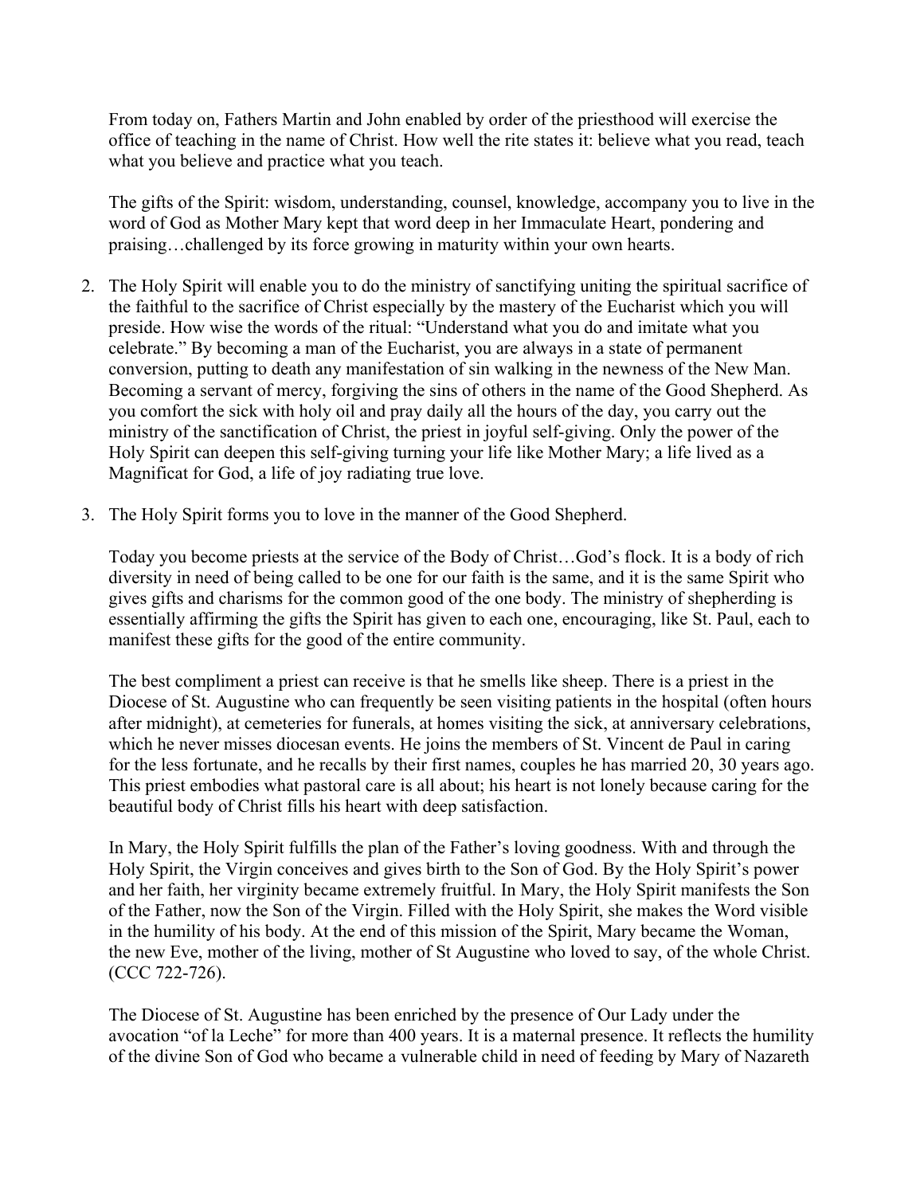From today on, Fathers Martin and John enabled by order of the priesthood will exercise the office of teaching in the name of Christ. How well the rite states it: believe what you read, teach what you believe and practice what you teach.

The gifts of the Spirit: wisdom, understanding, counsel, knowledge, accompany you to live in the word of God as Mother Mary kept that word deep in her Immaculate Heart, pondering and praising…challenged by its force growing in maturity within your own hearts.

2. The Holy Spirit will enable you to do the ministry of sanctifying uniting the spiritual sacrifice of the faithful to the sacrifice of Christ especially by the mastery of the Eucharist which you will preside. How wise the words of the ritual: "Understand what you do and imitate what you celebrate." By becoming a man of the Eucharist, you are always in a state of permanent conversion, putting to death any manifestation of sin walking in the newness of the New Man. Becoming a servant of mercy, forgiving the sins of others in the name of the Good Shepherd. As you comfort the sick with holy oil and pray daily all the hours of the day, you carry out the ministry of the sanctification of Christ, the priest in joyful self-giving. Only the power of the Holy Spirit can deepen this self-giving turning your life like Mother Mary; a life lived as a Magnificat for God, a life of joy radiating true love.

3. The Holy Spirit forms you to love in the manner of the Good Shepherd.

   Today you become priests at the service of the Body of Christ…God's flock. It is a body of rich diversity in need of being called to be one for our faith is the same, and it is the same Spirit who gives gifts and charisms for the common good of the one body. The ministry of shepherding is essentially affirming the gifts the Spirit has given to each one, encouraging, like St. Paul, each to manifest these gifts for the good of the entire community.

   The best compliment a priest can receive is that he smells like sheep. There is a priest in the Diocese of St. Augustine who can frequently be seen visiting patients in the hospital (often hours after midnight), at cemeteries for funerals, at homes visiting the sick, at anniversary celebrations, which he never misses diocesan events. He joins the members of St. Vincent de Paul in caring for the less fortunate, and he recalls by their first names, couples he has married 20, 30 years ago. This priest embodies what pastoral care is all about; his heart is not lonely because caring for the beautiful body of Christ fills his heart with deep satisfaction.

   In Mary, the Holy Spirit fulfills the plan of the Father's loving goodness. With and through the Holy Spirit, the Virgin conceives and gives birth to the Son of God. By the Holy Spirit's power and her faith, her virginity became extremely fruitful. In Mary, the Holy Spirit manifests the Son of the Father, now the Son of the Virgin. Filled with the Holy Spirit, she makes the Word visible in the humility of his body. At the end of this mission of the Spirit, Mary became the Woman, the new Eve, mother of the living, mother of St Augustine who loved to say, of the whole Christ. (CCC 722-726).

   The Diocese of St. Augustine has been enriched by the presence of Our Lady under the avocation "of la Leche" for more than 400 years. It is a maternal presence. It reflects the humility of the divine Son of God who became a vulnerable child in need of feeding by Mary of Nazareth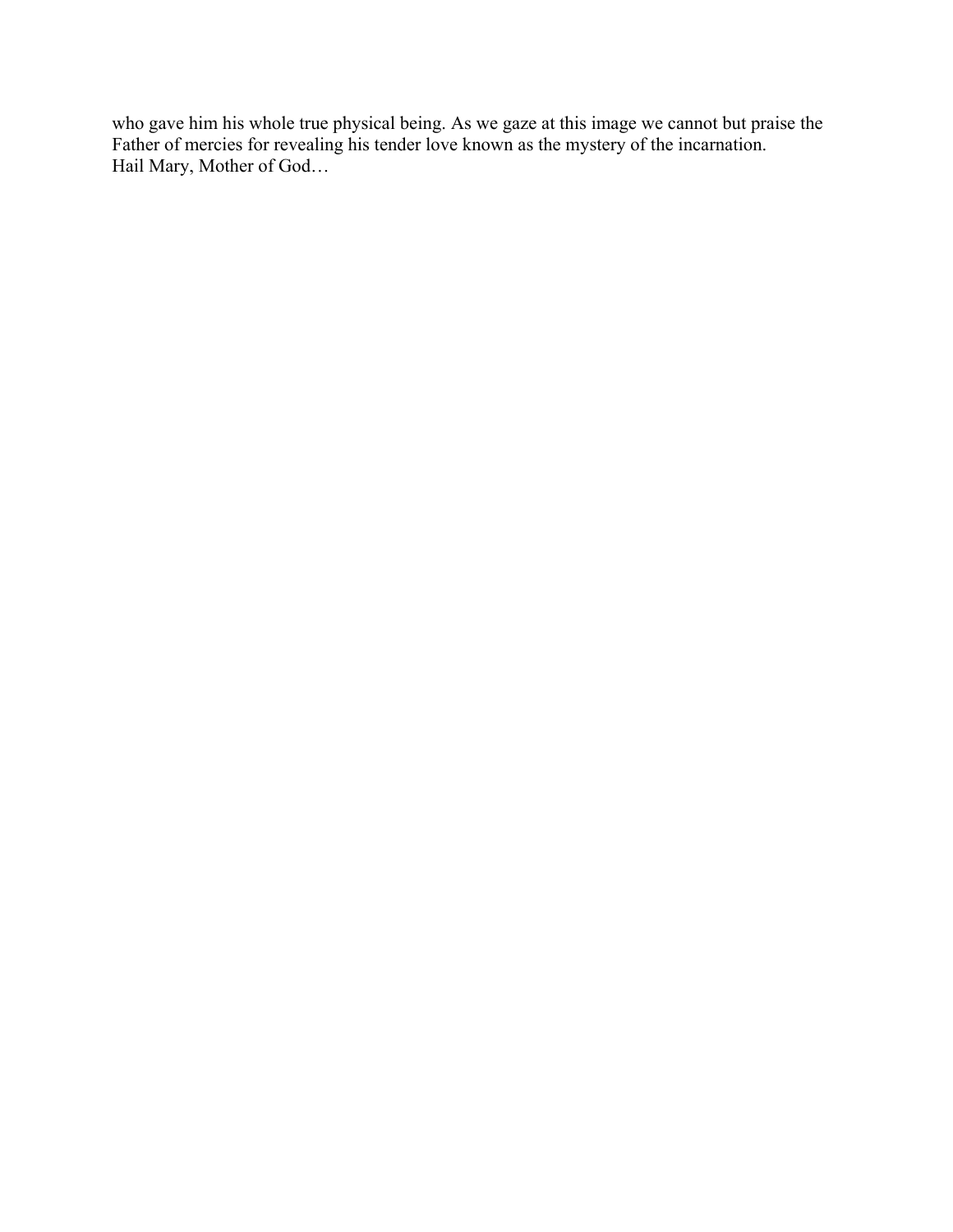who gave him his whole true physical being. As we gaze at this image we cannot but praise the Father of mercies for revealing his tender love known as the mystery of the incarnation.
Hail Mary, Mother of God…